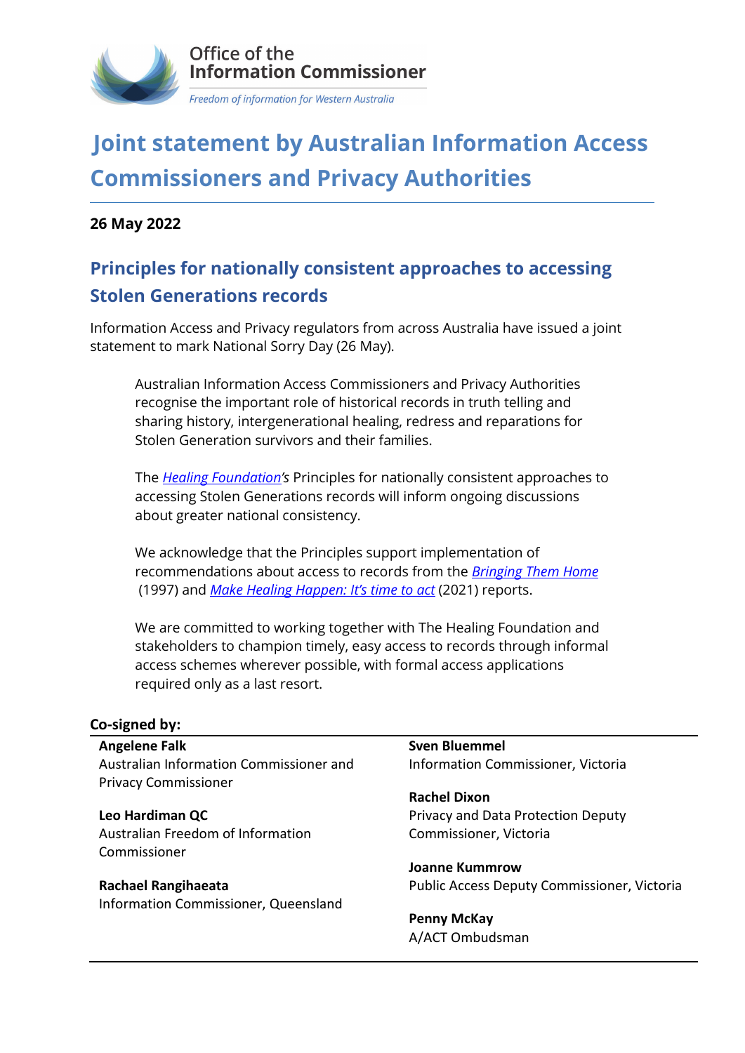Office of the
Information Commissioner

*Freedom of information for Western Australia*

# Joint statement by Australian Information Access Commissioners and Privacy Authorities

**26 May 2022**

## Principles for nationally consistent approaches to accessing Stolen Generations records

Information Access and Privacy regulators from across Australia have issued a joint statement to mark National Sorry Day (26 May).

> Australian Information Access Commissioners and Privacy Authorities recognise the important role of historical records in truth telling and sharing history, intergenerational healing, redress and reparations for Stolen Generation survivors and their families.
>
> The *Healing Foundation's* Principles for nationally consistent approaches to accessing Stolen Generations records will inform ongoing discussions about greater national consistency.
>
> We acknowledge that the Principles support implementation of recommendations about access to records from the *Bringing Them Home* (1997) and *Make Healing Happen: It's time to act* (2021) reports.
>
> We are committed to working together with The Healing Foundation and stakeholders to champion timely, easy access to records through informal access schemes wherever possible, with formal access applications required only as a last resort.

**Co-signed by:**

**Angelene Falk**
Australian Information Commissioner and Privacy Commissioner

**Leo Hardiman QC**
Australian Freedom of Information Commissioner

**Rachael Rangihaeata**
Information Commissioner, Queensland

**Sven Bluemmel**
Information Commissioner, Victoria

**Rachel Dixon**
Privacy and Data Protection Deputy Commissioner, Victoria

**Joanne Kummrow**
Public Access Deputy Commissioner, Victoria

**Penny McKay**
A/ACT Ombudsman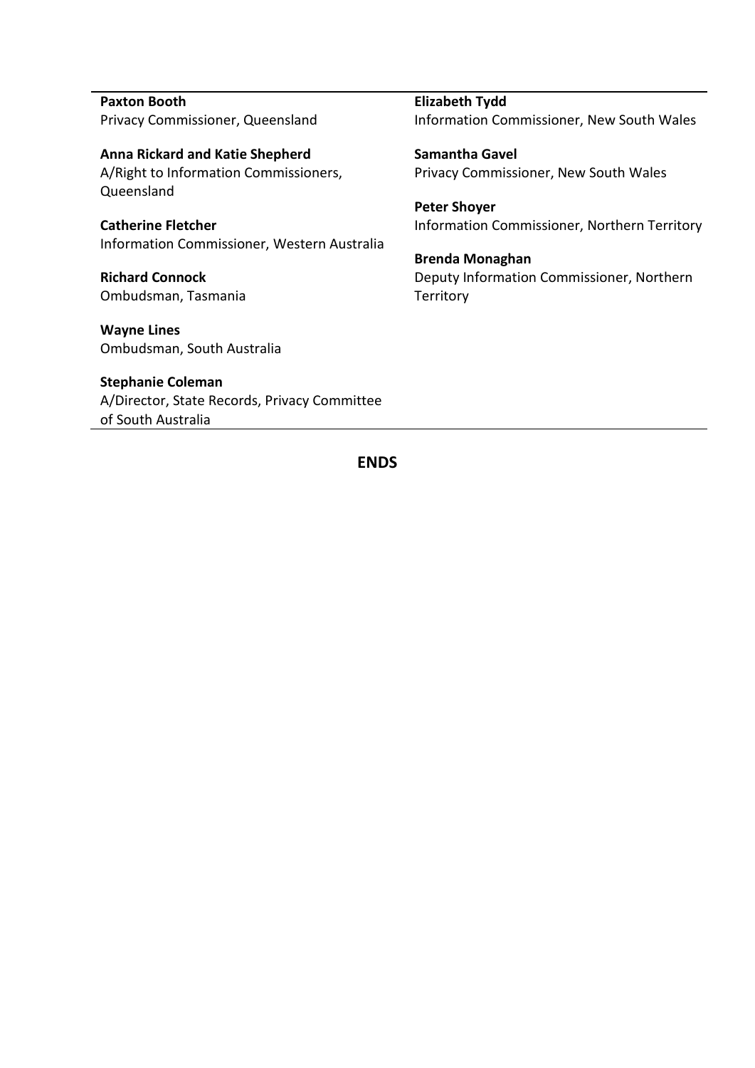**Paxton Booth**
Privacy Commissioner, Queensland

**Anna Rickard and Katie Shepherd**
A/Right to Information Commissioners, Queensland

**Catherine Fletcher**
Information Commissioner, Western Australia

**Richard Connock**
Ombudsman, Tasmania

**Wayne Lines**
Ombudsman, South Australia

**Stephanie Coleman**
A/Director, State Records, Privacy Committee of South Australia

**Elizabeth Tydd**
Information Commissioner, New South Wales

**Samantha Gavel**
Privacy Commissioner, New South Wales

**Peter Shoyer**
Information Commissioner, Northern Territory

**Brenda Monaghan**
Deputy Information Commissioner, Northern Territory

**ENDS**